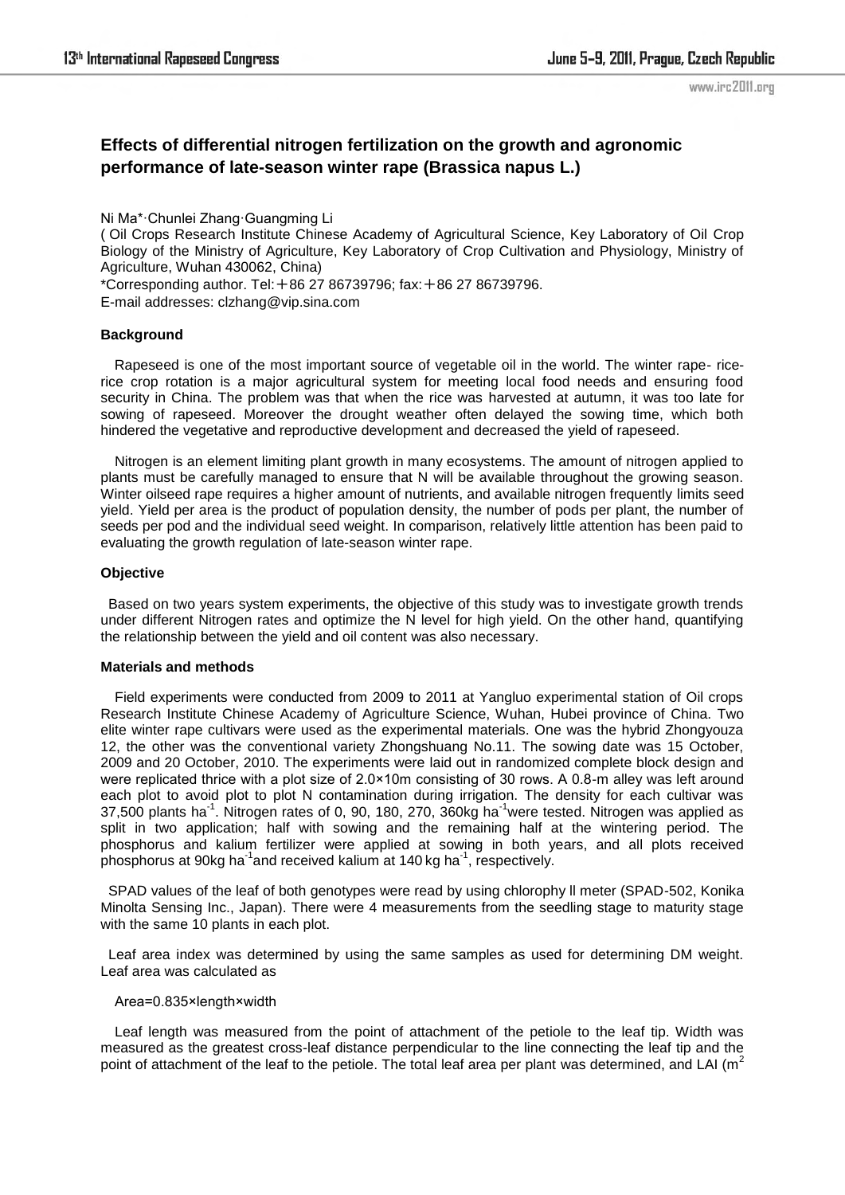# Effects of differential nitrogen fertilization on the growth and agronomic performance of late-season winter rape (Brassica napus L.)

Ni Ma*·Chunlei Zhang·Guangming Li

( Oil Crops Research Institute Chinese Academy of Agricultural Science, Key Laboratory of Oil Crop Biology of the Ministry of Agriculture, Key Laboratory of Crop Cultivation and Physiology, Ministry of Agriculture, Wuhan 430062, China)

*Corresponding author. Tel:＋86 27 86739796; fax:＋86 27 86739796.

E-mail addresses: clzhang@vip.sina.com

**Background**

Rapeseed is one of the most important source of vegetable oil in the world. The winter rape- rice-rice crop rotation is a major agricultural system for meeting local food needs and ensuring food security in China. The problem was that when the rice was harvested at autumn, it was too late for sowing of rapeseed. Moreover the drought weather often delayed the sowing time, which both hindered the vegetative and reproductive development and decreased the yield of rapeseed.

Nitrogen is an element limiting plant growth in many ecosystems. The amount of nitrogen applied to plants must be carefully managed to ensure that N will be available throughout the growing season. Winter oilseed rape requires a higher amount of nutrients, and available nitrogen frequently limits seed yield. Yield per area is the product of population density, the number of pods per plant, the number of seeds per pod and the individual seed weight. In comparison, relatively little attention has been paid to evaluating the growth regulation of late-season winter rape.

**Objective**

Based on two years system experiments, the objective of this study was to investigate growth trends under different Nitrogen rates and optimize the N level for high yield. On the other hand, quantifying the relationship between the yield and oil content was also necessary.

**Materials and methods**

Field experiments were conducted from 2009 to 2011 at Yangluo experimental station of Oil crops Research Institute Chinese Academy of Agriculture Science, Wuhan, Hubei province of China. Two elite winter rape cultivars were used as the experimental materials. One was the hybrid Zhongyouza 12, the other was the conventional variety Zhongshuang No.11. The sowing date was 15 October, 2009 and 20 October, 2010. The experiments were laid out in randomized complete block design and were replicated thrice with a plot size of 2.0×10m consisting of 30 rows. A 0.8-m alley was left around each plot to avoid plot to plot N contamination during irrigation. The density for each cultivar was 37,500 plants $ha^{-1}$. Nitrogen rates of 0, 90, 180, 270, 360kg $ha^{-1}$were tested. Nitrogen was applied as split in two application; half with sowing and the remaining half at the wintering period. The phosphorus and kalium fertilizer were applied at sowing in both years, and all plots received phosphorus at 90kg $ha^{-1}$and received kalium at 140 kg $ha^{-1}$, respectively.

SPAD values of the leaf of both genotypes were read by using chlorophy ll meter (SPAD-502, Konika Minolta Sensing Inc., Japan). There were 4 measurements from the seedling stage to maturity stage with the same 10 plants in each plot.

Leaf area index was determined by using the same samples as used for determining DM weight. Leaf area was calculated as

Area=0.835×length×width

Leaf length was measured from the point of attachment of the petiole to the leaf tip. Width was measured as the greatest cross-leaf distance perpendicular to the line connecting the leaf tip and the point of attachment of the leaf to the petiole. The total leaf area per plant was determined, and LAI ($m^2$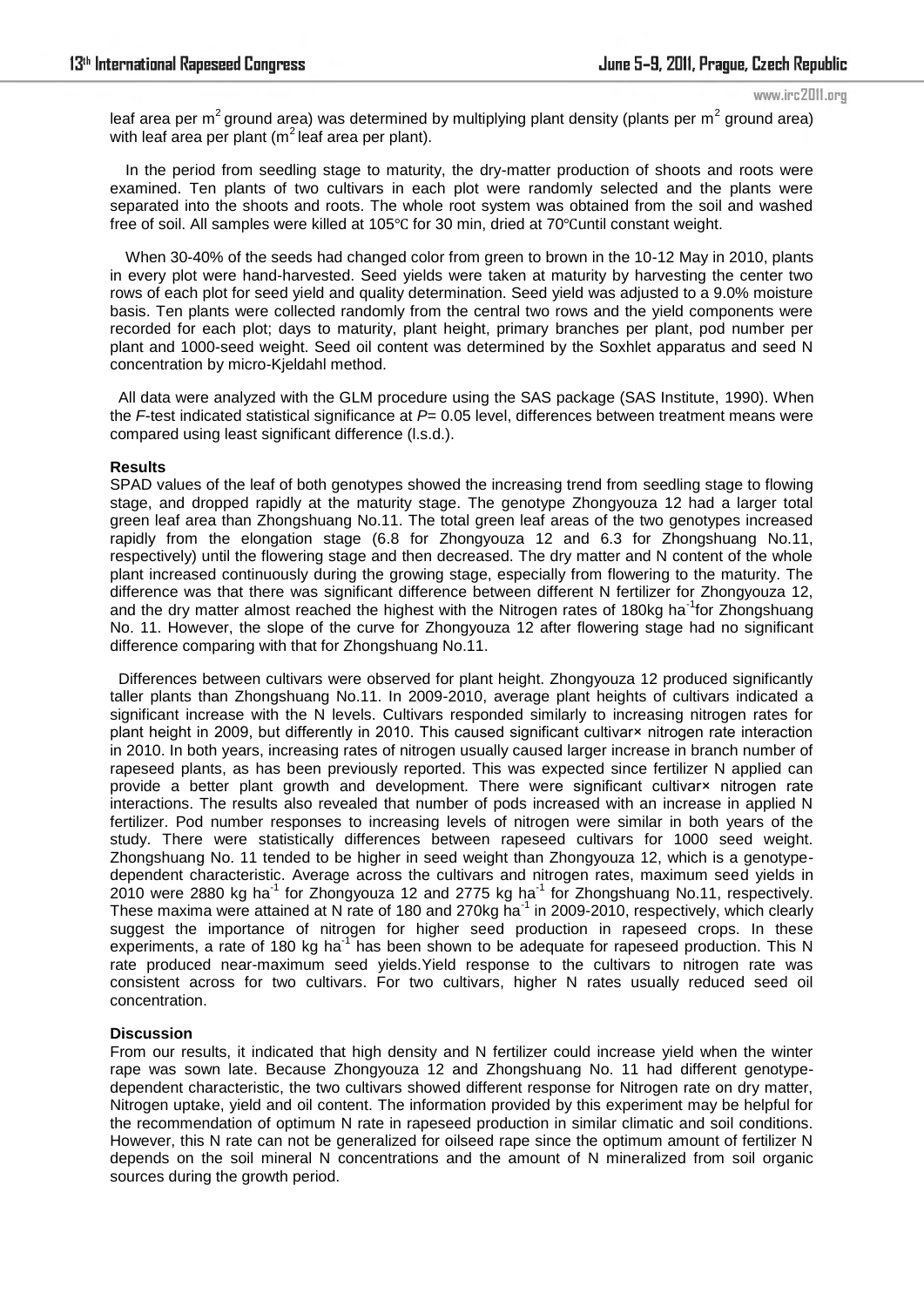leaf area per $m^2$ ground area) was determined by multiplying plant density (plants per $m^2$ ground area) with leaf area per plant ($m^2$ leaf area per plant).

In the period from seedling stage to maturity, the dry-matter production of shoots and roots were examined. Ten plants of two cultivars in each plot were randomly selected and the plants were separated into the shoots and roots. The whole root system was obtained from the soil and washed free of soil. All samples were killed at 105℃ for 30 min, dried at 70℃until constant weight.

When 30-40% of the seeds had changed color from green to brown in the 10-12 May in 2010, plants in every plot were hand-harvested. Seed yields were taken at maturity by harvesting the center two rows of each plot for seed yield and quality determination. Seed yield was adjusted to a 9.0% moisture basis. Ten plants were collected randomly from the central two rows and the yield components were recorded for each plot; days to maturity, plant height, primary branches per plant, pod number per plant and 1000-seed weight. Seed oil content was determined by the Soxhlet apparatus and seed N concentration by micro-Kjeldahl method.

All data were analyzed with the GLM procedure using the SAS package (SAS Institute, 1990). When the *F*-test indicated statistical significance at *P*= 0.05 level, differences between treatment means were compared using least significant difference (l.s.d.).

**Results**

SPAD values of the leaf of both genotypes showed the increasing trend from seedling stage to flowing stage, and dropped rapidly at the maturity stage. The genotype Zhongyouza 12 had a larger total green leaf area than Zhongshuang No.11. The total green leaf areas of the two genotypes increased rapidly from the elongation stage (6.8 for Zhongyouza 12 and 6.3 for Zhongshuang No.11, respectively) until the flowering stage and then decreased. The dry matter and N content of the whole plant increased continuously during the growing stage, especially from flowering to the maturity. The difference was that there was significant difference between different N fertilizer for Zhongyouza 12, and the dry matter almost reached the highest with the Nitrogen rates of 180kg $ha^{-1}$for Zhongshuang No. 11. However, the slope of the curve for Zhongyouza 12 after flowering stage had no significant difference comparing with that for Zhongshuang No.11.

Differences between cultivars were observed for plant height. Zhongyouza 12 produced significantly taller plants than Zhongshuang No.11. In 2009-2010, average plant heights of cultivars indicated a significant increase with the N levels. Cultivars responded similarly to increasing nitrogen rates for plant height in 2009, but differently in 2010. This caused significant cultivar× nitrogen rate interaction in 2010. In both years, increasing rates of nitrogen usually caused larger increase in branch number of rapeseed plants, as has been previously reported. This was expected since fertilizer N applied can provide a better plant growth and development. There were significant cultivar× nitrogen rate interactions. The results also revealed that number of pods increased with an increase in applied N fertilizer. Pod number responses to increasing levels of nitrogen were similar in both years of the study. There were statistically differences between rapeseed cultivars for 1000 seed weight. Zhongshuang No. 11 tended to be higher in seed weight than Zhongyouza 12, which is a genotype-dependent characteristic. Average across the cultivars and nitrogen rates, maximum seed yields in 2010 were 2880 kg $ha^{-1}$ for Zhongyouza 12 and 2775 kg $ha^{-1}$ for Zhongshuang No.11, respectively. These maxima were attained at N rate of 180 and 270kg $ha^{-1}$ in 2009-2010, respectively, which clearly suggest the importance of nitrogen for higher seed production in rapeseed crops. In these experiments, a rate of 180 kg $ha^{-1}$ has been shown to be adequate for rapeseed production. This N rate produced near-maximum seed yields.Yield response to the cultivars to nitrogen rate was consistent across for two cultivars. For two cultivars, higher N rates usually reduced seed oil concentration.

**Discussion**

From our results, it indicated that high density and N fertilizer could increase yield when the winter rape was sown late. Because Zhongyouza 12 and Zhongshuang No. 11 had different genotype-dependent characteristic, the two cultivars showed different response for Nitrogen rate on dry matter, Nitrogen uptake, yield and oil content. The information provided by this experiment may be helpful for the recommendation of optimum N rate in rapeseed production in similar climatic and soil conditions. However, this N rate can not be generalized for oilseed rape since the optimum amount of fertilizer N depends on the soil mineral N concentrations and the amount of N mineralized from soil organic sources during the growth period.